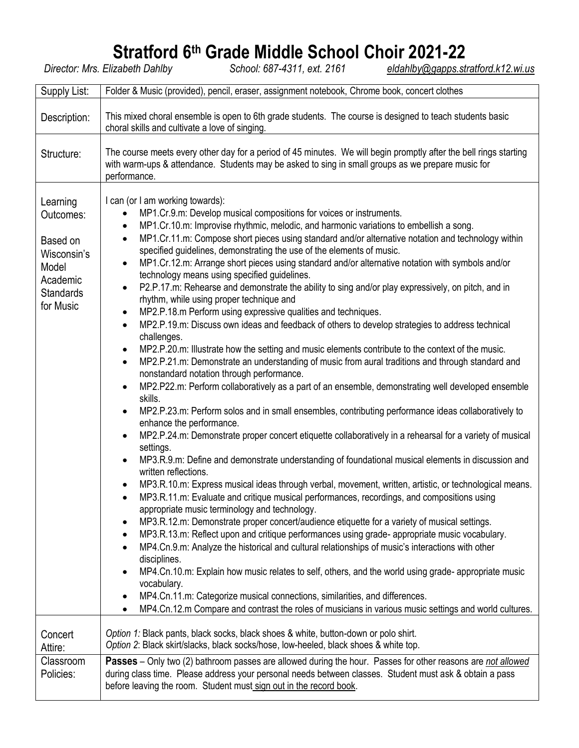# Stratford 6th Grade Middle School Choir 2021-22

*Director: Mrs. Elizabeth Dahlby* *School: 687-4311, ext. 2161* eldahlby@gapps.stratford.k12.wi.us

| | |
|---|---|
| Supply List: | Folder & Music (provided), pencil, eraser, assignment notebook, Chrome book, concert clothes |
| Description: | This mixed choral ensemble is open to 6th grade students. The course is designed to teach students basic choral skills and cultivate a love of singing. |
| Structure: | The course meets every other day for a period of 45 minutes. We will begin promptly after the bell rings starting with warm-ups & attendance. Students may be asked to sing in small groups as we prepare music for performance. |
| Learning Outcomes:<br><br>Based on Wisconsin's Model Academic Standards for Music | I can (or I am working towards):<br>• MP1.Cr.9.m: Develop musical compositions for voices or instruments.<br>• MP1.Cr.10.m: Improvise rhythmic, melodic, and harmonic variations to embellish a song.<br>• MP1.Cr.11.m: Compose short pieces using standard and/or alternative notation and technology within specified guidelines, demonstrating the use of the elements of music.<br>• MP1.Cr.12.m: Arrange short pieces using standard and/or alternative notation with symbols and/or technology means using specified guidelines.<br>• P2.P.17.m: Rehearse and demonstrate the ability to sing and/or play expressively, on pitch, and in rhythm, while using proper technique and<br>• MP2.P.18.m Perform using expressive qualities and techniques.<br>• MP2.P.19.m: Discuss own ideas and feedback of others to develop strategies to address technical challenges.<br>• MP2.P.20.m: Illustrate how the setting and music elements contribute to the context of the music.<br>• MP2.P.21.m: Demonstrate an understanding of music from aural traditions and through standard and nonstandard notation through performance.<br>• MP2.P22.m: Perform collaboratively as a part of an ensemble, demonstrating well developed ensemble skills.<br>• MP2.P.23.m: Perform solos and in small ensembles, contributing performance ideas collaboratively to enhance the performance.<br>• MP2.P.24.m: Demonstrate proper concert etiquette collaboratively in a rehearsal for a variety of musical settings.<br>• MP3.R.9.m: Define and demonstrate understanding of foundational musical elements in discussion and written reflections.<br>• MP3.R.10.m: Express musical ideas through verbal, movement, written, artistic, or technological means.<br>• MP3.R.11.m: Evaluate and critique musical performances, recordings, and compositions using appropriate music terminology and technology.<br>• MP3.R.12.m: Demonstrate proper concert/audience etiquette for a variety of musical settings.<br>• MP3.R.13.m: Reflect upon and critique performances using grade- appropriate music vocabulary.<br>• MP4.Cn.9.m: Analyze the historical and cultural relationships of music's interactions with other disciplines.<br>• MP4.Cn.10.m: Explain how music relates to self, others, and the world using grade- appropriate music vocabulary.<br>• MP4.Cn.11.m: Categorize musical connections, similarities, and differences.<br>• MP4.Cn.12.m Compare and contrast the roles of musicians in various music settings and world cultures. |
| Concert Attire: | *Option 1:* Black pants, black socks, black shoes & white, button-down or polo shirt.<br>*Option 2*: Black skirt/slacks, black socks/hose, low-heeled, black shoes & white top. |
| Classroom Policies: | **Passes** – Only two (2) bathroom passes are allowed during the hour. Passes for other reasons are ***not allowed*** during class time. Please address your personal needs between classes. Student must ask & obtain a pass before leaving the room. Student must sign out in the record book. |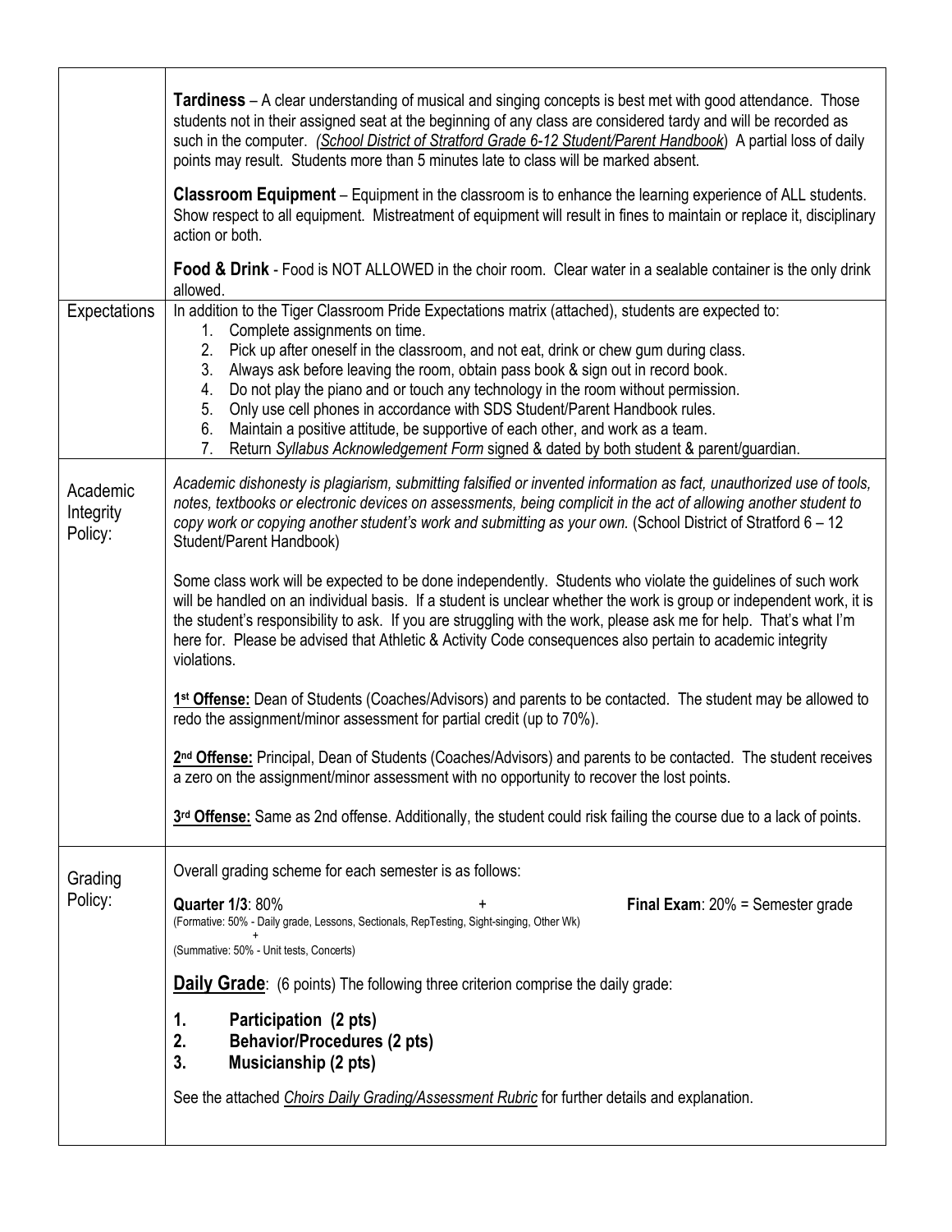| | |
|---|---|
| | **Tardiness** – A clear understanding of musical and singing concepts is best met with good attendance. Those students not in their assigned seat at the beginning of any class are considered tardy and will be recorded as such in the computer. *(School District of Stratford Grade 6-12 Student/Parent Handbook)* A partial loss of daily points may result. Students more than 5 minutes late to class will be marked absent.<br><br>**Classroom Equipment** – Equipment in the classroom is to enhance the learning experience of ALL students. Show respect to all equipment. Mistreatment of equipment will result in fines to maintain or replace it, disciplinary action or both.<br><br>**Food & Drink** - Food is NOT ALLOWED in the choir room. Clear water in a sealable container is the only drink allowed. |
| Expectations | In addition to the Tiger Classroom Pride Expectations matrix (attached), students are expected to:<br>1. Complete assignments on time.<br>2. Pick up after oneself in the classroom, and not eat, drink or chew gum during class.<br>3. Always ask before leaving the room, obtain pass book & sign out in record book.<br>4. Do not play the piano and or touch any technology in the room without permission.<br>5. Only use cell phones in accordance with SDS Student/Parent Handbook rules.<br>6. Maintain a positive attitude, be supportive of each other, and work as a team.<br>7. Return *Syllabus Acknowledgement Form* signed & dated by both student & parent/guardian. |
| Academic Integrity Policy: | *Academic dishonesty is plagiarism, submitting falsified or invented information as fact, unauthorized use of tools, notes, textbooks or electronic devices on assessments, being complicit in the act of allowing another student to copy work or copying another student's work and submitting as your own.* (School District of Stratford 6 – 12 Student/Parent Handbook)<br><br>Some class work will be expected to be done independently. Students who violate the guidelines of such work will be handled on an individual basis. If a student is unclear whether the work is group or independent work, it is the student's responsibility to ask. If you are struggling with the work, please ask me for help. That's what I'm here for. Please be advised that Athletic & Activity Code consequences also pertain to academic integrity violations.<br><br>**1st Offense:** Dean of Students (Coaches/Advisors) and parents to be contacted. The student may be allowed to redo the assignment/minor assessment for partial credit (up to 70%).<br><br>**2nd Offense:** Principal, Dean of Students (Coaches/Advisors) and parents to be contacted. The student receives a zero on the assignment/minor assessment with no opportunity to recover the lost points.<br><br>**3rd Offense:** Same as 2nd offense. Additionally, the student could risk failing the course due to a lack of points. |
| Grading Policy: | Overall grading scheme for each semester is as follows:<br><br>**Quarter 1/3**: 80% + **Final Exam**: 20% = Semester grade<br>(Formative: 50% - Daily grade, Lessons, Sectionals, RepTesting, Sight-singing, Other Wk)<br>+<br>(Summative: 50% - Unit tests, Concerts)<br><br>**Daily Grade**: (6 points) The following three criterion comprise the daily grade:<br><br>**1. Participation (2 pts)**<br>**2. Behavior/Procedures (2 pts)**<br>**3. Musicianship (2 pts)**<br><br>See the attached *Choirs Daily Grading/Assessment Rubric* for further details and explanation. |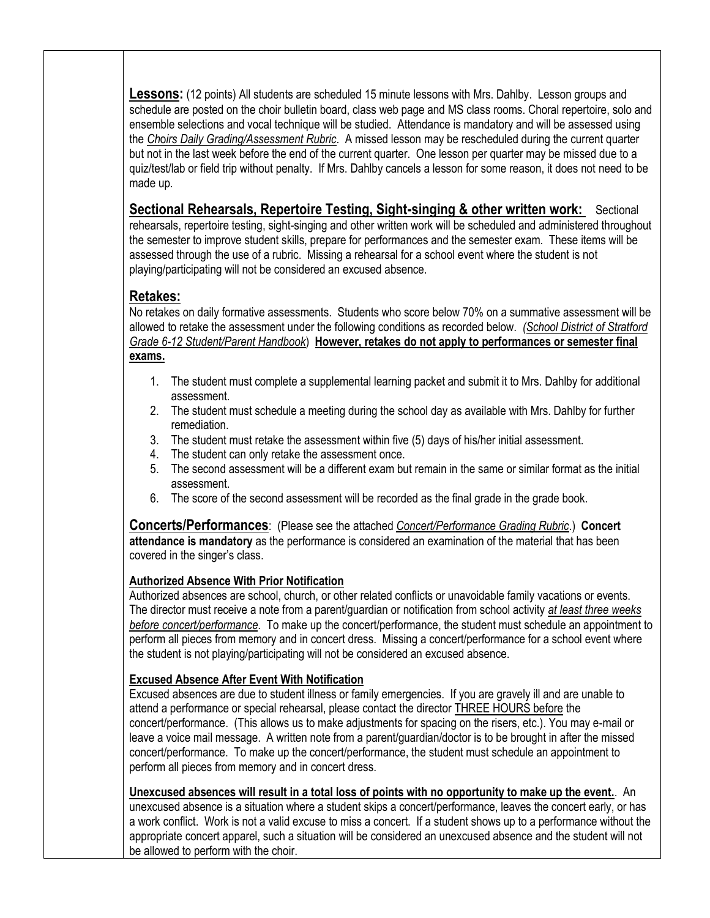**Lessons:** (12 points) All students are scheduled 15 minute lessons with Mrs. Dahlby. Lesson groups and schedule are posted on the choir bulletin board, class web page and MS class rooms. Choral repertoire, solo and ensemble selections and vocal technique will be studied. Attendance is mandatory and will be assessed using the *Choirs Daily Grading/Assessment Rubric*. A missed lesson may be rescheduled during the current quarter but not in the last week before the end of the current quarter. One lesson per quarter may be missed due to a quiz/test/lab or field trip without penalty. If Mrs. Dahlby cancels a lesson for some reason, it does not need to be made up.

**Sectional Rehearsals, Repertoire Testing, Sight-singing & other written work:** Sectional rehearsals, repertoire testing, sight-singing and other written work will be scheduled and administered throughout the semester to improve student skills, prepare for performances and the semester exam. These items will be assessed through the use of a rubric. Missing a rehearsal for a school event where the student is not playing/participating will not be considered an excused absence.

**Retakes:**

No retakes on daily formative assessments. Students who score below 70% on a summative assessment will be allowed to retake the assessment under the following conditions as recorded below. *(School District of Stratford Grade 6-12 Student/Parent Handbook)* **However, retakes do not apply to performances or semester final exams.**

1. The student must complete a supplemental learning packet and submit it to Mrs. Dahlby for additional assessment.
2. The student must schedule a meeting during the school day as available with Mrs. Dahlby for further remediation.
3. The student must retake the assessment within five (5) days of his/her initial assessment.
4. The student can only retake the assessment once.
5. The second assessment will be a different exam but remain in the same or similar format as the initial assessment.
6. The score of the second assessment will be recorded as the final grade in the grade book.

**Concerts/Performances**: (Please see the attached *Concert/Performance Grading Rubric*.) **Concert attendance is mandatory** as the performance is considered an examination of the material that has been covered in the singer's class.

**Authorized Absence With Prior Notification**

Authorized absences are school, church, or other related conflicts or unavoidable family vacations or events. The director must receive a note from a parent/guardian or notification from school activity *at least three weeks before concert/performance*. To make up the concert/performance, the student must schedule an appointment to perform all pieces from memory and in concert dress. Missing a concert/performance for a school event where the student is not playing/participating will not be considered an excused absence.

**Excused Absence After Event With Notification**

Excused absences are due to student illness or family emergencies. If you are gravely ill and are unable to attend a performance or special rehearsal, please contact the director THREE HOURS before the concert/performance. (This allows us to make adjustments for spacing on the risers, etc.). You may e-mail or leave a voice mail message. A written note from a parent/guardian/doctor is to be brought in after the missed concert/performance. To make up the concert/performance, the student must schedule an appointment to perform all pieces from memory and in concert dress.

**Unexcused absences will result in a total loss of points with no opportunity to make up the event.**. An unexcused absence is a situation where a student skips a concert/performance, leaves the concert early, or has a work conflict. Work is not a valid excuse to miss a concert. If a student shows up to a performance without the appropriate concert apparel, such a situation will be considered an unexcused absence and the student will not be allowed to perform with the choir.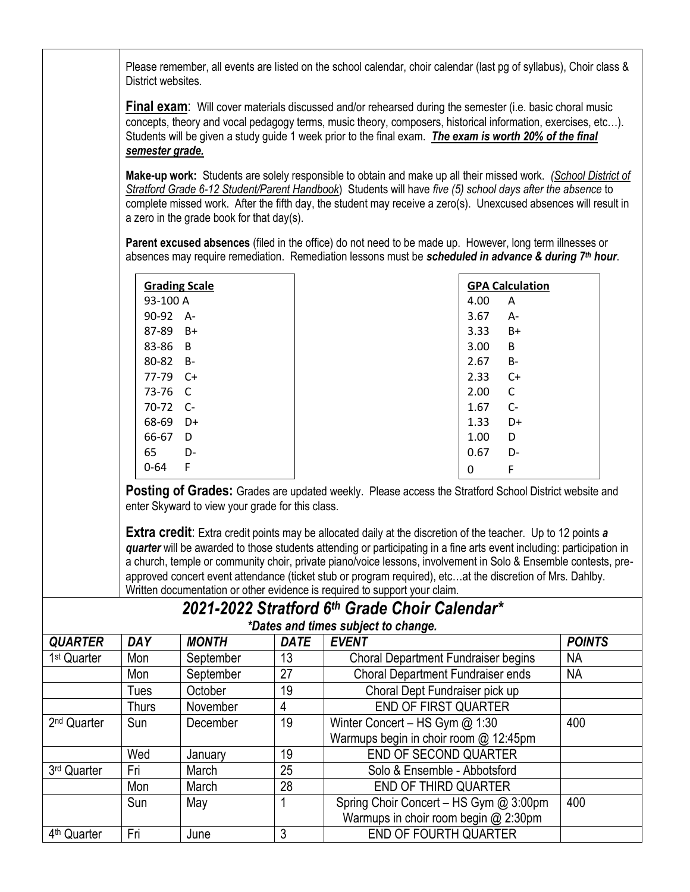Please remember, all events are listed on the school calendar, choir calendar (last pg of syllabus), Choir class & District websites.

**Final exam**: Will cover materials discussed and/or rehearsed during the semester (i.e. basic choral music concepts, theory and vocal pedagogy terms, music theory, composers, historical information, exercises, etc…). Students will be given a study guide 1 week prior to the final exam. ***The exam is worth 20% of the final semester grade.***

**Make-up work:** Students are solely responsible to obtain and make up all their missed work. *(School District of Stratford Grade 6-12 Student/Parent Handbook*) Students will have *five (5) school days after the absence* to complete missed work. After the fifth day, the student may receive a zero(s). Unexcused absences will result in a zero in the grade book for that day(s).

**Parent excused absences** (filed in the office) do not need to be made up. However, long term illnesses or absences may require remediation. Remediation lessons must be ***scheduled in advance & during 7th hour***.

| Grading Scale | |
|---|---|
| 93-100 | A |
| 90-92 | A- |
| 87-89 | B+ |
| 83-86 | B |
| 80-82 | B- |
| 77-79 | C+ |
| 73-76 | C |
| 70-72 | C- |
| 68-69 | D+ |
| 66-67 | D |
| 65 | D- |
| 0-64 | F |

| GPA Calculation | |
|---|---|
| 4.00 | A |
| 3.67 | A- |
| 3.33 | B+ |
| 3.00 | B |
| 2.67 | B- |
| 2.33 | C+ |
| 2.00 | C |
| 1.67 | C- |
| 1.33 | D+ |
| 1.00 | D |
| 0.67 | D- |
| 0 | F |

**Posting of Grades:** Grades are updated weekly. Please access the Stratford School District website and enter Skyward to view your grade for this class.

**Extra credit**: Extra credit points may be allocated daily at the discretion of the teacher. Up to 12 points ***a quarter*** will be awarded to those students attending or participating in a fine arts event including: participation in a church, temple or community choir, private piano/voice lessons, involvement in Solo & Ensemble contests, pre-approved concert event attendance (ticket stub or program required), etc…at the discretion of Mrs. Dahlby. Written documentation or other evidence is required to support your claim.

## *2021-2022 Stratford 6th Grade Choir Calendar**

***Dates and times subject to change.***

| *QUARTER* | *DAY* | *MONTH* | *DATE* | *EVENT* | *POINTS* |
|---|---|---|---|---|---|
| 1st Quarter | Mon | September | 13 | Choral Department Fundraiser begins | NA |
| | Mon | September | 27 | Choral Department Fundraiser ends | NA |
| | Tues | October | 19 | Choral Dept Fundraiser pick up | |
| | Thurs | November | 4 | END OF FIRST QUARTER | |
| 2nd Quarter | Sun | December | 19 | Winter Concert – HS Gym @ 1:30 Warmups begin in choir room @ 12:45pm | 400 |
| | Wed | January | 19 | END OF SECOND QUARTER | |
| 3rd Quarter | Fri | March | 25 | Solo & Ensemble - Abbotsford | |
| | Mon | March | 28 | END OF THIRD QUARTER | |
| | Sun | May | 1 | Spring Choir Concert – HS Gym @ 3:00pm Warmups in choir room begin @ 2:30pm | 400 |
| 4th Quarter | Fri | June | 3 | END OF FOURTH QUARTER | |